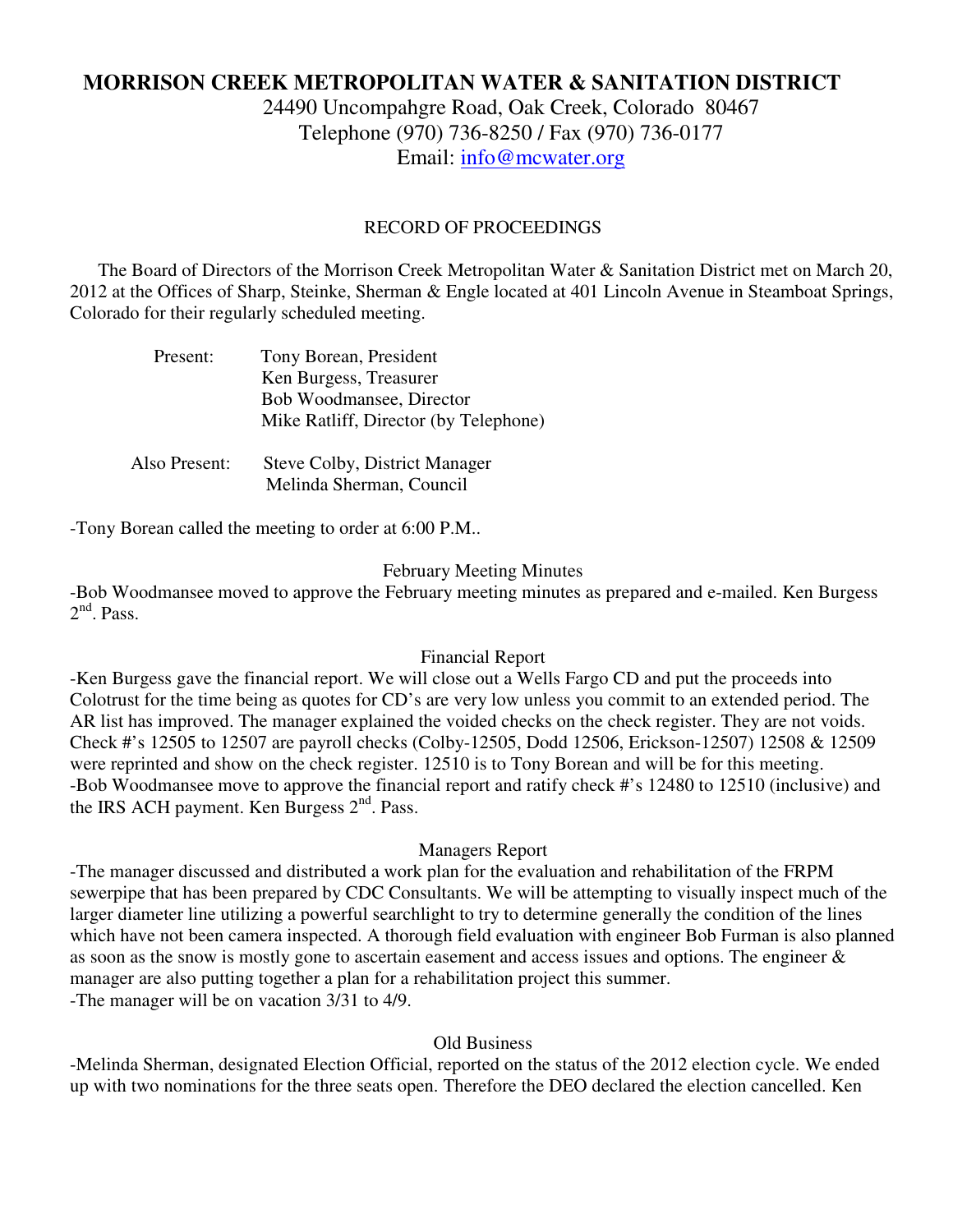# MORRISON CREEK METROPOLITAN WATER & SANITATION DISTRICT

24490 Uncompahgre Road, Oak Creek, Colorado 80467
Telephone (970) 736-8250 / Fax (970) 736-0177
Email: info@mcwater.org

## RECORD OF PROCEEDINGS

The Board of Directors of the Morrison Creek Metropolitan Water & Sanitation District met on March 20, 2012 at the Offices of Sharp, Steinke, Sherman & Engle located at 401 Lincoln Avenue in Steamboat Springs, Colorado for their regularly scheduled meeting.

Present:
- Tony Borean, President
- Ken Burgess, Treasurer
- Bob Woodmansee, Director
- Mike Ratliff, Director (by Telephone)

Also Present:
- Steve Colby, District Manager
- Melinda Sherman, Council

-Tony Borean called the meeting to order at 6:00 P.M..

### February Meeting Minutes

-Bob Woodmansee moved to approve the February meeting minutes as prepared and e-mailed. Ken Burgess 2nd. Pass.

### Financial Report

-Ken Burgess gave the financial report. We will close out a Wells Fargo CD and put the proceeds into Colotrust for the time being as quotes for CD's are very low unless you commit to an extended period. The AR list has improved. The manager explained the voided checks on the check register. They are not voids. Check #'s 12505 to 12507 are payroll checks (Colby-12505, Dodd 12506, Erickson-12507) 12508 & 12509 were reprinted and show on the check register. 12510 is to Tony Borean and will be for this meeting.
-Bob Woodmansee move to approve the financial report and ratify check #'s 12480 to 12510 (inclusive) and the IRS ACH payment. Ken Burgess 2nd. Pass.

### Managers Report

-The manager discussed and distributed a work plan for the evaluation and rehabilitation of the FRPM sewerpipe that has been prepared by CDC Consultants. We will be attempting to visually inspect much of the larger diameter line utilizing a powerful searchlight to try to determine generally the condition of the lines which have not been camera inspected. A thorough field evaluation with engineer Bob Furman is also planned as soon as the snow is mostly gone to ascertain easement and access issues and options. The engineer & manager are also putting together a plan for a rehabilitation project this summer.
-The manager will be on vacation 3/31 to 4/9.

### Old Business

-Melinda Sherman, designated Election Official, reported on the status of the 2012 election cycle. We ended up with two nominations for the three seats open. Therefore the DEO declared the election cancelled. Ken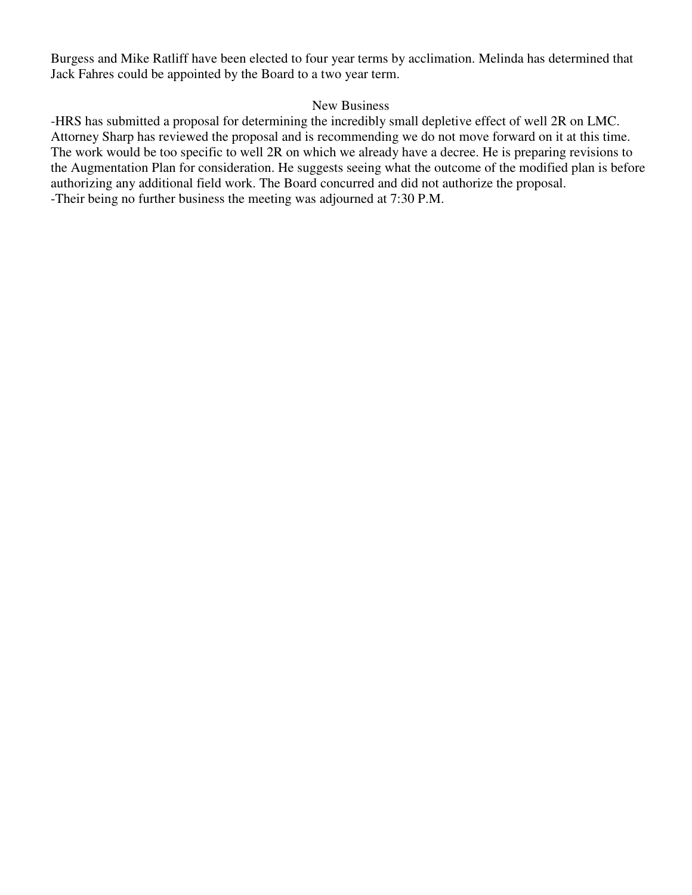Burgess and Mike Ratliff have been elected to four year terms by acclimation. Melinda has determined that Jack Fahres could be appointed by the Board to a two year term.

New Business

-HRS has submitted a proposal for determining the incredibly small depletive effect of well 2R on LMC. Attorney Sharp has reviewed the proposal and is recommending we do not move forward on it at this time. The work would be too specific to well 2R on which we already have a decree. He is preparing revisions to the Augmentation Plan for consideration. He suggests seeing what the outcome of the modified plan is before authorizing any additional field work. The Board concurred and did not authorize the proposal.

-Their being no further business the meeting was adjourned at 7:30 P.M.